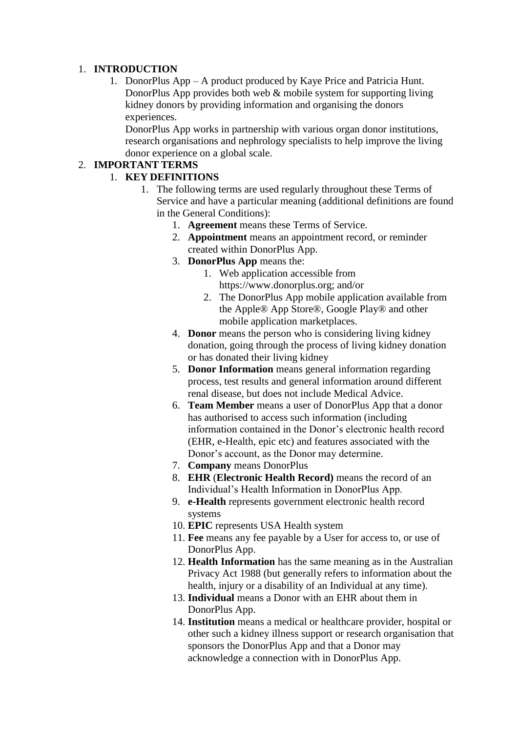1. **INTRODUCTION**
    1. DonorPlus App – A product produced by Kaye Price and Patricia Hunt. DonorPlus App provides both web & mobile system for supporting living kidney donors by providing information and organising the donors experiences.
       DonorPlus App works in partnership with various organ donor institutions, research organisations and nephrology specialists to help improve the living donor experience on a global scale.
2. **IMPORTANT TERMS**
    1. **KEY DEFINITIONS**
        1. The following terms are used regularly throughout these Terms of Service and have a particular meaning (additional definitions are found in the General Conditions):
            1. **Agreement** means these Terms of Service.
            2. **Appointment** means an appointment record, or reminder created within DonorPlus App.
            3. **DonorPlus App** means the:
                1. Web application accessible from https://www.donorplus.org; and/or
                2. The DonorPlus App mobile application available from the Apple® App Store®, Google Play® and other mobile application marketplaces.
            4. **Donor** means the person who is considering living kidney donation, going through the process of living kidney donation or has donated their living kidney
            5. **Donor Information** means general information regarding process, test results and general information around different renal disease, but does not include Medical Advice.
            6. **Team Member** means a user of DonorPlus App that a donor has authorised to access such information (including information contained in the Donor's electronic health record (EHR, e-Health, epic etc) and features associated with the Donor's account, as the Donor may determine.
            7. **Company** means DonorPlus
            8. **EHR** (**Electronic Health Record)** means the record of an Individual's Health Information in DonorPlus App.
            9. **e-Health** represents government electronic health record systems
            10. **EPIC** represents USA Health system
            11. **Fee** means any fee payable by a User for access to, or use of DonorPlus App.
            12. **Health Information** has the same meaning as in the Australian Privacy Act 1988 (but generally refers to information about the health, injury or a disability of an Individual at any time).
            13. **Individual** means a Donor with an EHR about them in DonorPlus App.
            14. **Institution** means a medical or healthcare provider, hospital or other such a kidney illness support or research organisation that sponsors the DonorPlus App and that a Donor may acknowledge a connection with in DonorPlus App.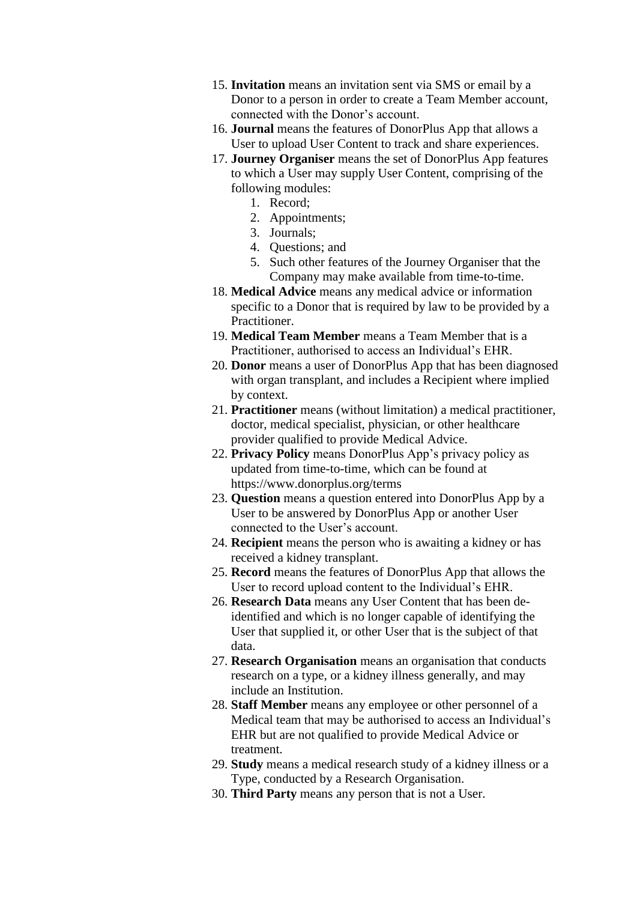15. **Invitation** means an invitation sent via SMS or email by a Donor to a person in order to create a Team Member account, connected with the Donor's account.
16. **Journal** means the features of DonorPlus App that allows a User to upload User Content to track and share experiences.
17. **Journey Organiser** means the set of DonorPlus App features to which a User may supply User Content, comprising of the following modules:
    1. Record;
    2. Appointments;
    3. Journals;
    4. Questions; and
    5. Such other features of the Journey Organiser that the Company may make available from time-to-time.
18. **Medical Advice** means any medical advice or information specific to a Donor that is required by law to be provided by a Practitioner.
19. **Medical Team Member** means a Team Member that is a Practitioner, authorised to access an Individual's EHR.
20. **Donor** means a user of DonorPlus App that has been diagnosed with organ transplant, and includes a Recipient where implied by context.
21. **Practitioner** means (without limitation) a medical practitioner, doctor, medical specialist, physician, or other healthcare provider qualified to provide Medical Advice.
22. **Privacy Policy** means DonorPlus App's privacy policy as updated from time-to-time, which can be found at https://www.donorplus.org/terms
23. **Question** means a question entered into DonorPlus App by a User to be answered by DonorPlus App or another User connected to the User's account.
24. **Recipient** means the person who is awaiting a kidney or has received a kidney transplant.
25. **Record** means the features of DonorPlus App that allows the User to record upload content to the Individual's EHR.
26. **Research Data** means any User Content that has been de-identified and which is no longer capable of identifying the User that supplied it, or other User that is the subject of that data.
27. **Research Organisation** means an organisation that conducts research on a type, or a kidney illness generally, and may include an Institution.
28. **Staff Member** means any employee or other personnel of a Medical team that may be authorised to access an Individual's EHR but are not qualified to provide Medical Advice or treatment.
29. **Study** means a medical research study of a kidney illness or a Type, conducted by a Research Organisation.
30. **Third Party** means any person that is not a User.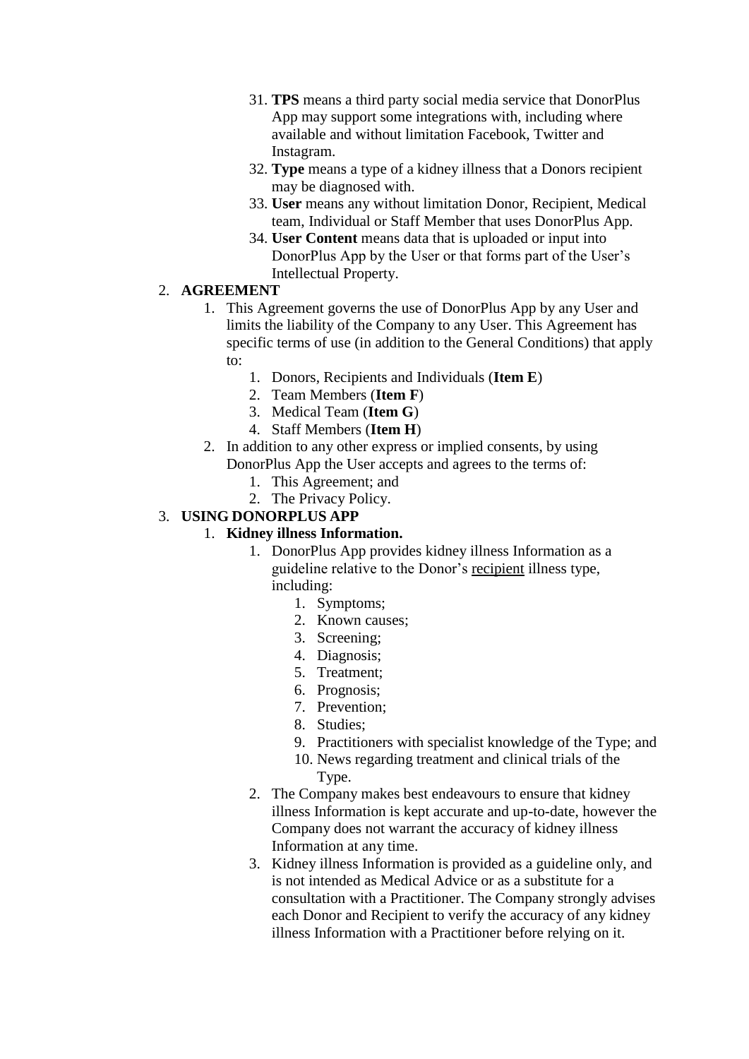31. **TPS** means a third party social media service that DonorPlus App may support some integrations with, including where available and without limitation Facebook, Twitter and Instagram.
32. **Type** means a type of a kidney illness that a Donors recipient may be diagnosed with.
33. **User** means any without limitation Donor, Recipient, Medical team, Individual or Staff Member that uses DonorPlus App.
34. **User Content** means data that is uploaded or input into DonorPlus App by the User or that forms part of the User's Intellectual Property.

2. **AGREEMENT**
   1. This Agreement governs the use of DonorPlus App by any User and limits the liability of the Company to any User. This Agreement has specific terms of use (in addition to the General Conditions) that apply to:
      1. Donors, Recipients and Individuals (**Item E**)
      2. Team Members (**Item F**)
      3. Medical Team (**Item G**)
      4. Staff Members (**Item H**)
   2. In addition to any other express or implied consents, by using DonorPlus App the User accepts and agrees to the terms of:
      1. This Agreement; and
      2. The Privacy Policy.

3. **USING DONORPLUS APP**
   1. **Kidney illness Information.**
      1. DonorPlus App provides kidney illness Information as a guideline relative to the Donor's recipient illness type, including:
         1. Symptoms;
         2. Known causes;
         3. Screening;
         4. Diagnosis;
         5. Treatment;
         6. Prognosis;
         7. Prevention;
         8. Studies;
         9. Practitioners with specialist knowledge of the Type; and
         10. News regarding treatment and clinical trials of the Type.
      2. The Company makes best endeavours to ensure that kidney illness Information is kept accurate and up-to-date, however the Company does not warrant the accuracy of kidney illness Information at any time.
      3. Kidney illness Information is provided as a guideline only, and is not intended as Medical Advice or as a substitute for a consultation with a Practitioner. The Company strongly advises each Donor and Recipient to verify the accuracy of any kidney illness Information with a Practitioner before relying on it.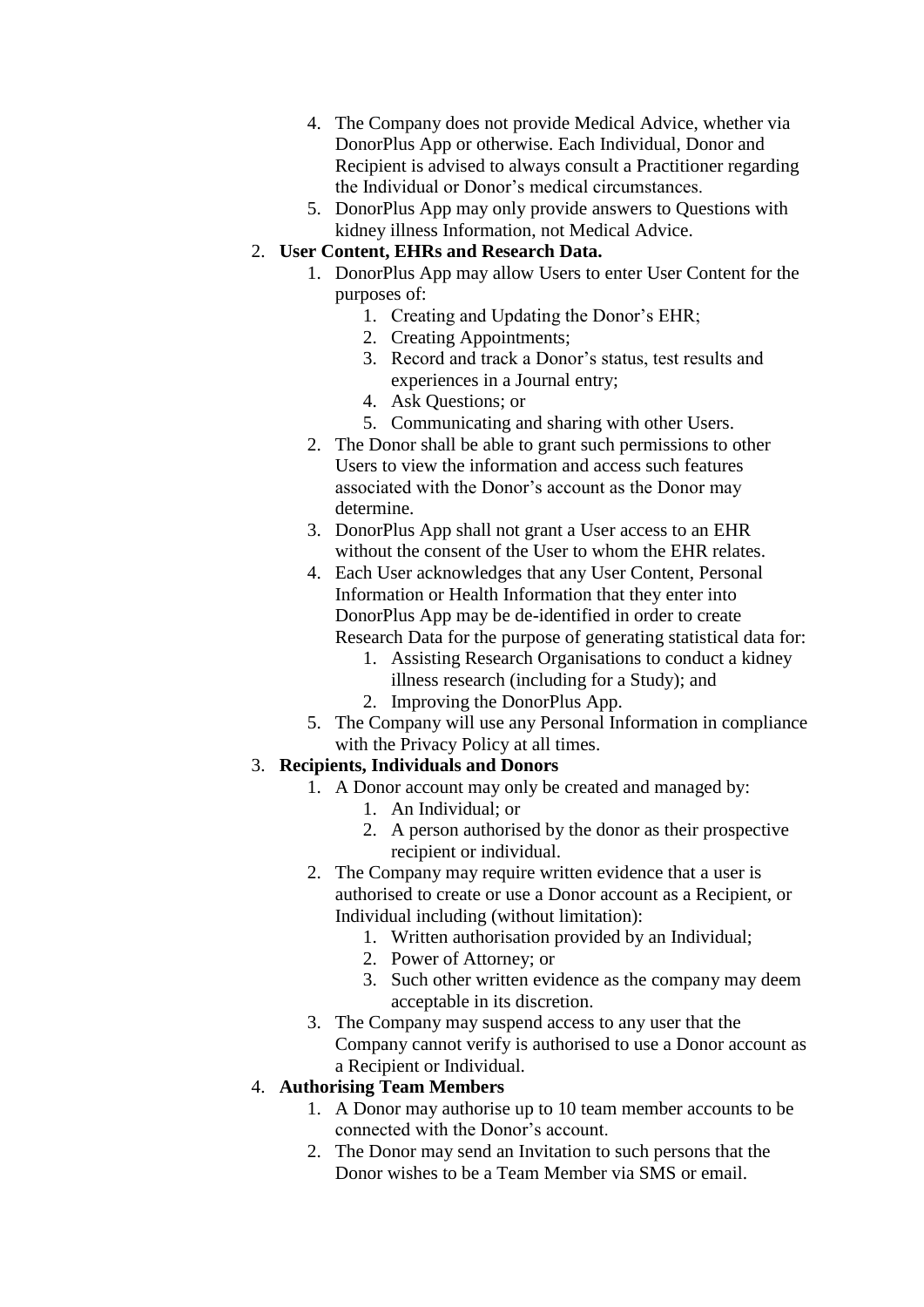4. The Company does not provide Medical Advice, whether via DonorPlus App or otherwise. Each Individual, Donor and Recipient is advised to always consult a Practitioner regarding the Individual or Donor's medical circumstances.
   5. DonorPlus App may only provide answers to Questions with kidney illness Information, not Medical Advice.
2. **User Content, EHRs and Research Data.**
   1. DonorPlus App may allow Users to enter User Content for the purposes of:
      1. Creating and Updating the Donor's EHR;
      2. Creating Appointments;
      3. Record and track a Donor's status, test results and experiences in a Journal entry;
      4. Ask Questions; or
      5. Communicating and sharing with other Users.
   2. The Donor shall be able to grant such permissions to other Users to view the information and access such features associated with the Donor's account as the Donor may determine.
   3. DonorPlus App shall not grant a User access to an EHR without the consent of the User to whom the EHR relates.
   4. Each User acknowledges that any User Content, Personal Information or Health Information that they enter into DonorPlus App may be de-identified in order to create Research Data for the purpose of generating statistical data for:
      1. Assisting Research Organisations to conduct a kidney illness research (including for a Study); and
      2. Improving the DonorPlus App.
   5. The Company will use any Personal Information in compliance with the Privacy Policy at all times.
3. **Recipients, Individuals and Donors**
   1. A Donor account may only be created and managed by:
      1. An Individual; or
      2. A person authorised by the donor as their prospective recipient or individual.
   2. The Company may require written evidence that a user is authorised to create or use a Donor account as a Recipient, or Individual including (without limitation):
      1. Written authorisation provided by an Individual;
      2. Power of Attorney; or
      3. Such other written evidence as the company may deem acceptable in its discretion.
   3. The Company may suspend access to any user that the Company cannot verify is authorised to use a Donor account as a Recipient or Individual.
4. **Authorising Team Members**
   1. A Donor may authorise up to 10 team member accounts to be connected with the Donor's account.
   2. The Donor may send an Invitation to such persons that the Donor wishes to be a Team Member via SMS or email.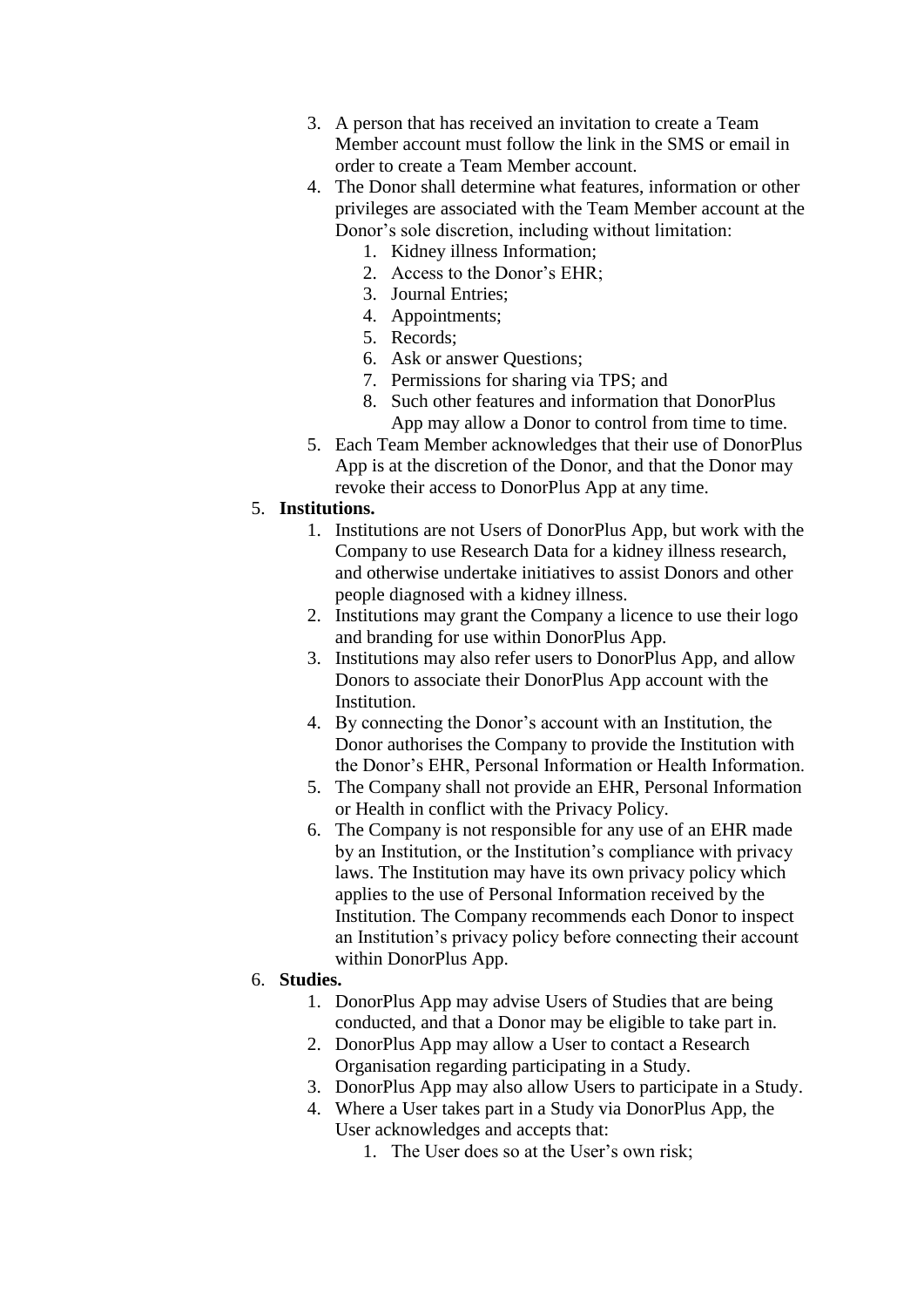3. A person that has received an invitation to create a Team Member account must follow the link in the SMS or email in order to create a Team Member account.
4. The Donor shall determine what features, information or other privileges are associated with the Team Member account at the Donor's sole discretion, including without limitation:
    1. Kidney illness Information;
    2. Access to the Donor's EHR;
    3. Journal Entries;
    4. Appointments;
    5. Records;
    6. Ask or answer Questions;
    7. Permissions for sharing via TPS; and
    8. Such other features and information that DonorPlus App may allow a Donor to control from time to time.
5. Each Team Member acknowledges that their use of DonorPlus App is at the discretion of the Donor, and that the Donor may revoke their access to DonorPlus App at any time.

5. **Institutions.**
    1. Institutions are not Users of DonorPlus App, but work with the Company to use Research Data for a kidney illness research, and otherwise undertake initiatives to assist Donors and other people diagnosed with a kidney illness.
    2. Institutions may grant the Company a licence to use their logo and branding for use within DonorPlus App.
    3. Institutions may also refer users to DonorPlus App, and allow Donors to associate their DonorPlus App account with the Institution.
    4. By connecting the Donor's account with an Institution, the Donor authorises the Company to provide the Institution with the Donor's EHR, Personal Information or Health Information.
    5. The Company shall not provide an EHR, Personal Information or Health in conflict with the Privacy Policy.
    6. The Company is not responsible for any use of an EHR made by an Institution, or the Institution's compliance with privacy laws. The Institution may have its own privacy policy which applies to the use of Personal Information received by the Institution. The Company recommends each Donor to inspect an Institution's privacy policy before connecting their account within DonorPlus App.

6. **Studies.**
    1. DonorPlus App may advise Users of Studies that are being conducted, and that a Donor may be eligible to take part in.
    2. DonorPlus App may allow a User to contact a Research Organisation regarding participating in a Study.
    3. DonorPlus App may also allow Users to participate in a Study.
    4. Where a User takes part in a Study via DonorPlus App, the User acknowledges and accepts that:
        1. The User does so at the User's own risk;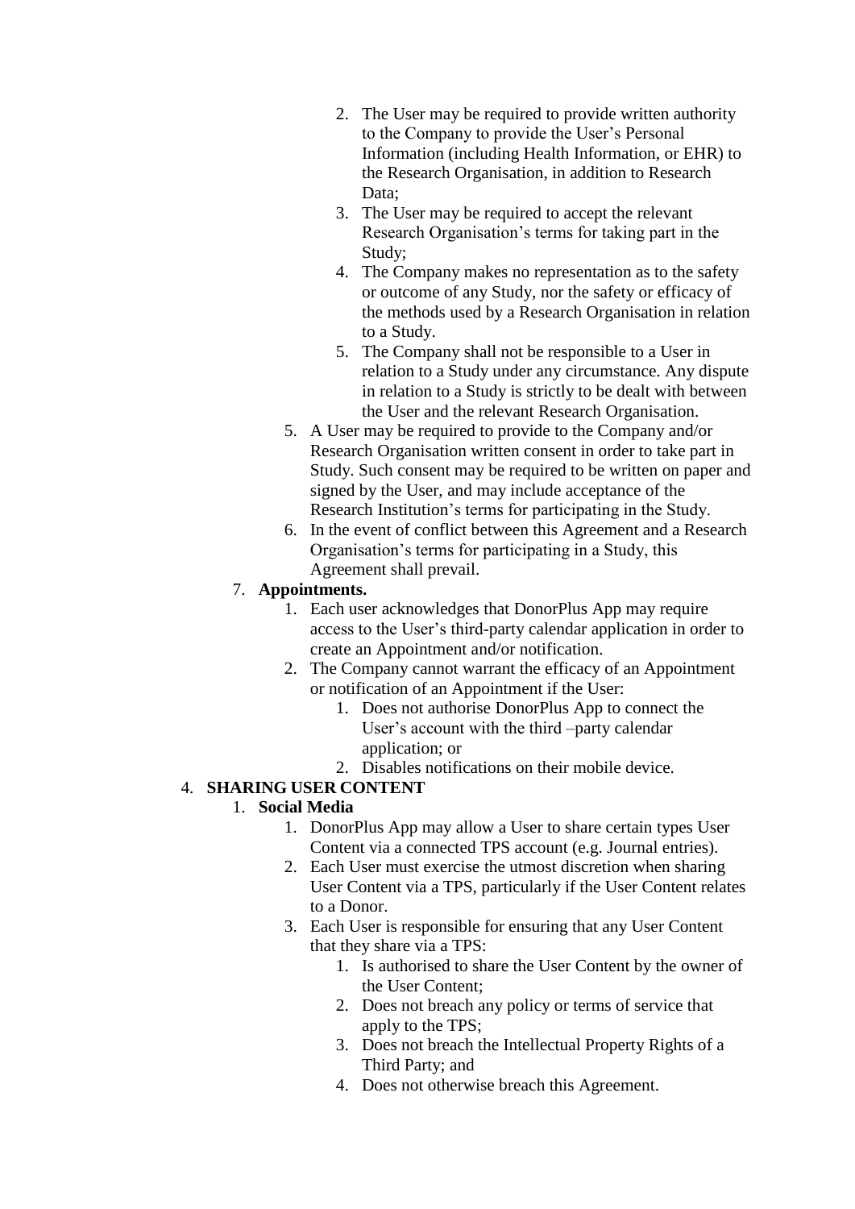2. The User may be required to provide written authority to the Company to provide the User's Personal Information (including Health Information, or EHR) to the Research Organisation, in addition to Research Data;
3. The User may be required to accept the relevant Research Organisation's terms for taking part in the Study;
4. The Company makes no representation as to the safety or outcome of any Study, nor the safety or efficacy of the methods used by a Research Organisation in relation to a Study.
5. The Company shall not be responsible to a User in relation to a Study under any circumstance. Any dispute in relation to a Study is strictly to be dealt with between the User and the relevant Research Organisation.

5. A User may be required to provide to the Company and/or Research Organisation written consent in order to take part in Study. Such consent may be required to be written on paper and signed by the User, and may include acceptance of the Research Institution's terms for participating in the Study.
6. In the event of conflict between this Agreement and a Research Organisation's terms for participating in a Study, this Agreement shall prevail.

7. **Appointments.**
   1. Each user acknowledges that DonorPlus App may require access to the User's third-party calendar application in order to create an Appointment and/or notification.
   2. The Company cannot warrant the efficacy of an Appointment or notification of an Appointment if the User:
      1. Does not authorise DonorPlus App to connect the User's account with the third –party calendar application; or
      2. Disables notifications on their mobile device.

4. **SHARING USER CONTENT**
   1. **Social Media**
      1. DonorPlus App may allow a User to share certain types User Content via a connected TPS account (e.g. Journal entries).
      2. Each User must exercise the utmost discretion when sharing User Content via a TPS, particularly if the User Content relates to a Donor.
      3. Each User is responsible for ensuring that any User Content that they share via a TPS:
         1. Is authorised to share the User Content by the owner of the User Content;
         2. Does not breach any policy or terms of service that apply to the TPS;
         3. Does not breach the Intellectual Property Rights of a Third Party; and
         4. Does not otherwise breach this Agreement.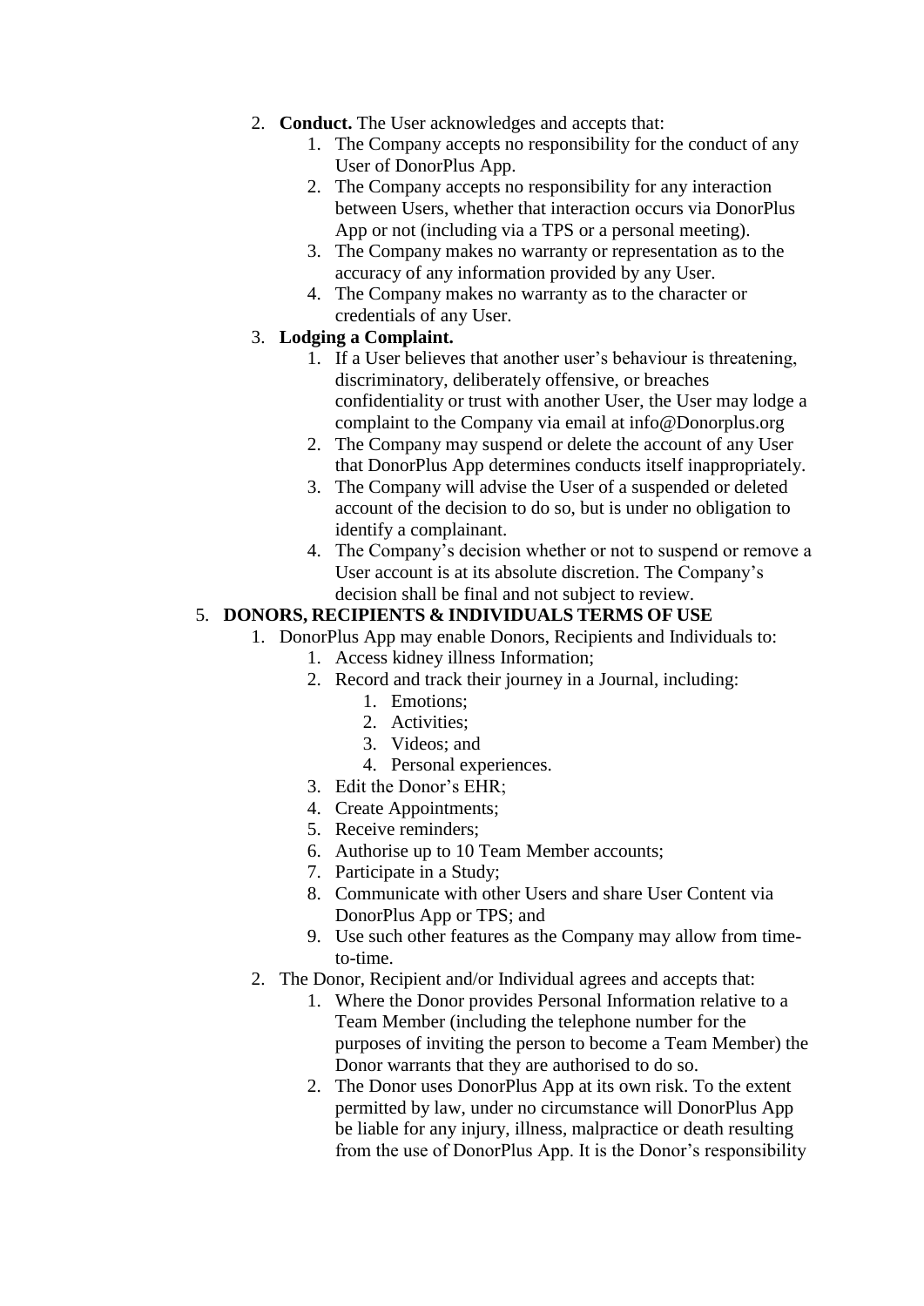2. **Conduct.** The User acknowledges and accepts that:
    1. The Company accepts no responsibility for the conduct of any User of DonorPlus App.
    2. The Company accepts no responsibility for any interaction between Users, whether that interaction occurs via DonorPlus App or not (including via a TPS or a personal meeting).
    3. The Company makes no warranty or representation as to the accuracy of any information provided by any User.
    4. The Company makes no warranty as to the character or credentials of any User.
3. **Lodging a Complaint.**
    1. If a User believes that another user's behaviour is threatening, discriminatory, deliberately offensive, or breaches confidentiality or trust with another User, the User may lodge a complaint to the Company via email at info@Donorplus.org
    2. The Company may suspend or delete the account of any User that DonorPlus App determines conducts itself inappropriately.
    3. The Company will advise the User of a suspended or deleted account of the decision to do so, but is under no obligation to identify a complainant.
    4. The Company's decision whether or not to suspend or remove a User account is at its absolute discretion. The Company's decision shall be final and not subject to review.

5. **DONORS, RECIPIENTS & INDIVIDUALS TERMS OF USE**
    1. DonorPlus App may enable Donors, Recipients and Individuals to:
        1. Access kidney illness Information;
        2. Record and track their journey in a Journal, including:
            1. Emotions;
            2. Activities;
            3. Videos; and
            4. Personal experiences.
        3. Edit the Donor's EHR;
        4. Create Appointments;
        5. Receive reminders;
        6. Authorise up to 10 Team Member accounts;
        7. Participate in a Study;
        8. Communicate with other Users and share User Content via DonorPlus App or TPS; and
        9. Use such other features as the Company may allow from time-to-time.
    2. The Donor, Recipient and/or Individual agrees and accepts that:
        1. Where the Donor provides Personal Information relative to a Team Member (including the telephone number for the purposes of inviting the person to become a Team Member) the Donor warrants that they are authorised to do so.
        2. The Donor uses DonorPlus App at its own risk. To the extent permitted by law, under no circumstance will DonorPlus App be liable for any injury, illness, malpractice or death resulting from the use of DonorPlus App. It is the Donor's responsibility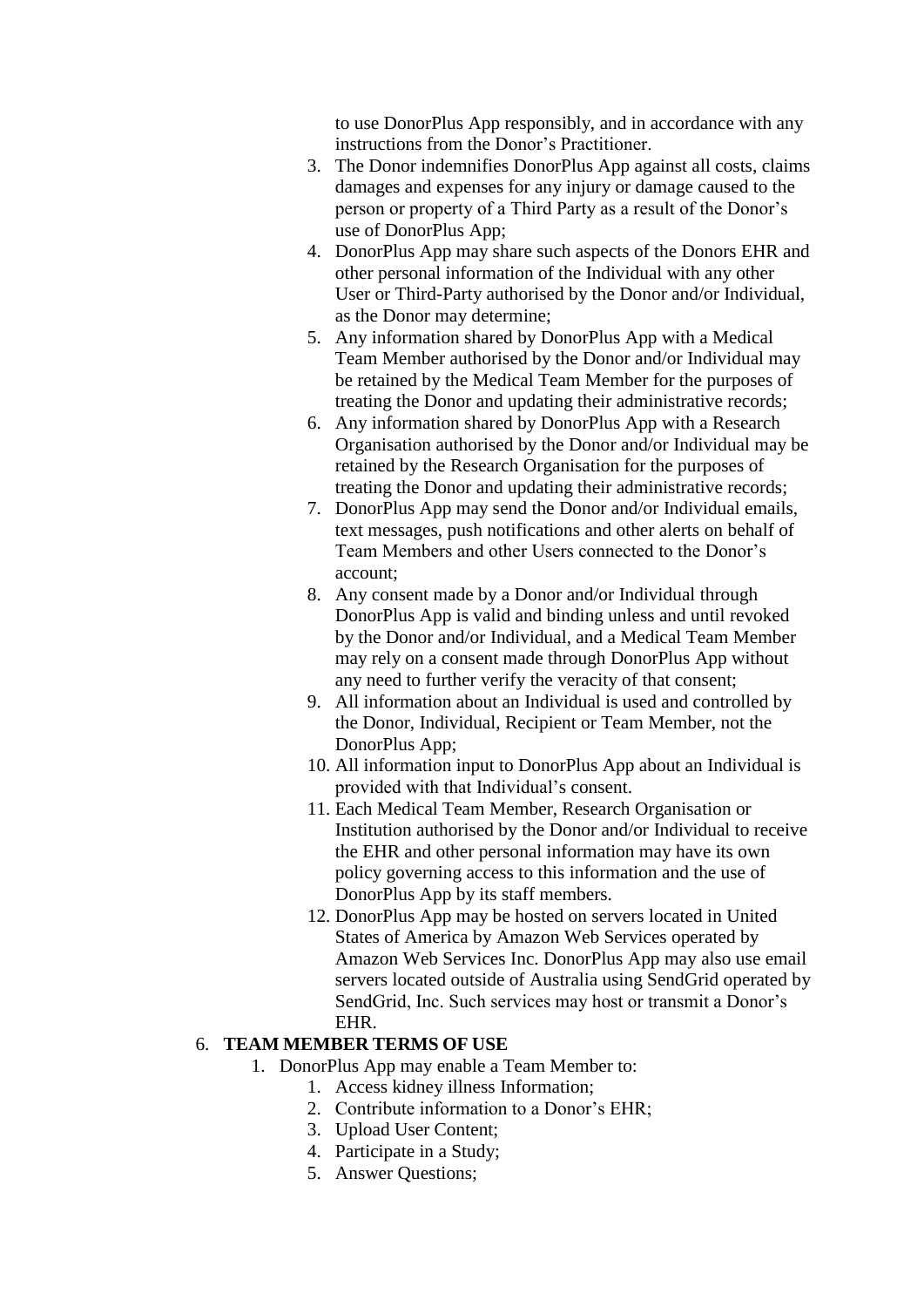to use DonorPlus App responsibly, and in accordance with any instructions from the Donor's Practitioner.

3. The Donor indemnifies DonorPlus App against all costs, claims damages and expenses for any injury or damage caused to the person or property of a Third Party as a result of the Donor's use of DonorPlus App;
4. DonorPlus App may share such aspects of the Donors EHR and other personal information of the Individual with any other User or Third-Party authorised by the Donor and/or Individual, as the Donor may determine;
5. Any information shared by DonorPlus App with a Medical Team Member authorised by the Donor and/or Individual may be retained by the Medical Team Member for the purposes of treating the Donor and updating their administrative records;
6. Any information shared by DonorPlus App with a Research Organisation authorised by the Donor and/or Individual may be retained by the Research Organisation for the purposes of treating the Donor and updating their administrative records;
7. DonorPlus App may send the Donor and/or Individual emails, text messages, push notifications and other alerts on behalf of Team Members and other Users connected to the Donor's account;
8. Any consent made by a Donor and/or Individual through DonorPlus App is valid and binding unless and until revoked by the Donor and/or Individual, and a Medical Team Member may rely on a consent made through DonorPlus App without any need to further verify the veracity of that consent;
9. All information about an Individual is used and controlled by the Donor, Individual, Recipient or Team Member, not the DonorPlus App;
10. All information input to DonorPlus App about an Individual is provided with that Individual's consent.
11. Each Medical Team Member, Research Organisation or Institution authorised by the Donor and/or Individual to receive the EHR and other personal information may have its own policy governing access to this information and the use of DonorPlus App by its staff members.
12. DonorPlus App may be hosted on servers located in United States of America by Amazon Web Services operated by Amazon Web Services Inc. DonorPlus App may also use email servers located outside of Australia using SendGrid operated by SendGrid, Inc. Such services may host or transmit a Donor's EHR.

6. **TEAM MEMBER TERMS OF USE**
   1. DonorPlus App may enable a Team Member to:
      1. Access kidney illness Information;
      2. Contribute information to a Donor's EHR;
      3. Upload User Content;
      4. Participate in a Study;
      5. Answer Questions;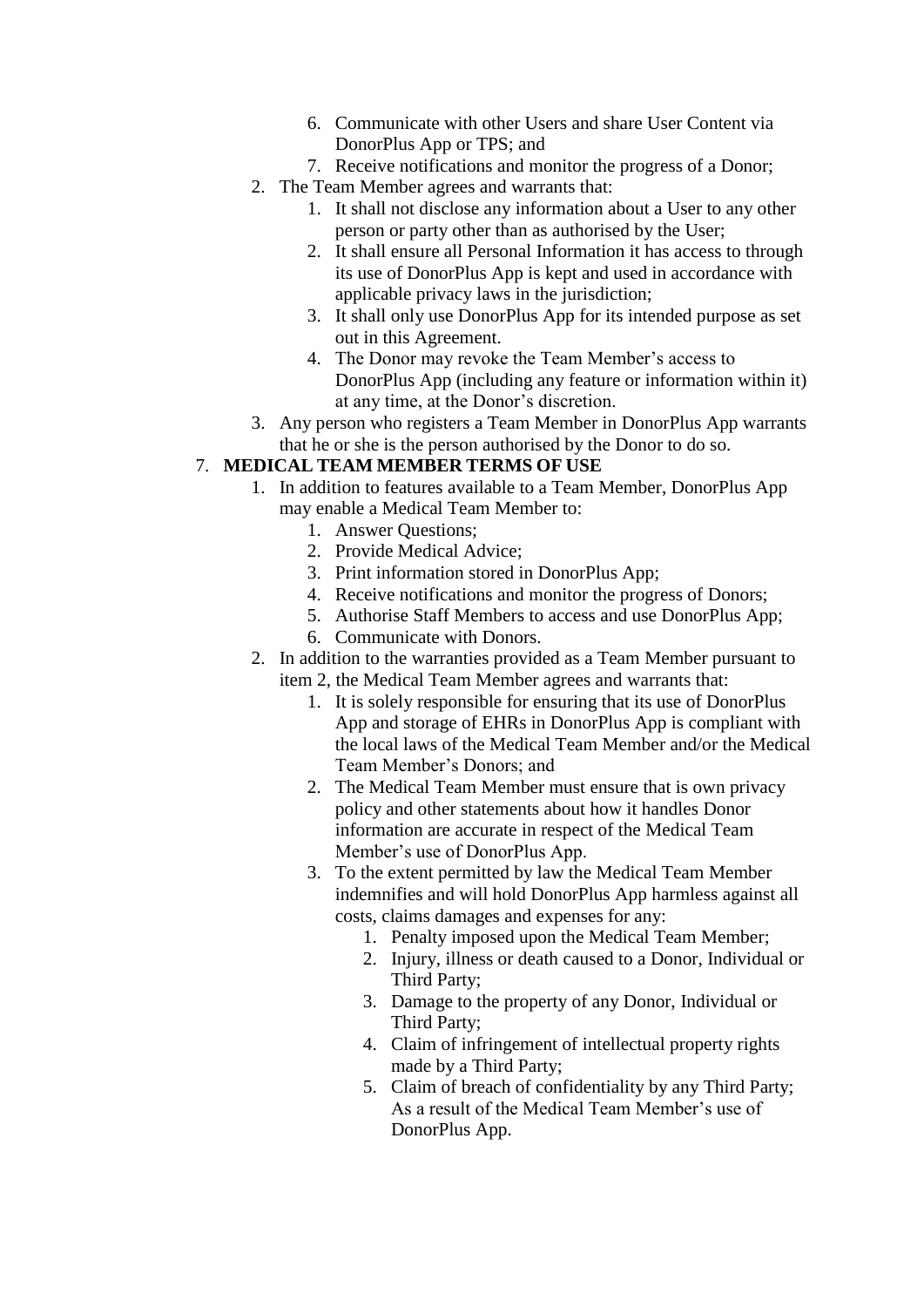6. Communicate with other Users and share User Content via DonorPlus App or TPS; and
   7. Receive notifications and monitor the progress of a Donor;
2. The Team Member agrees and warrants that:
   1. It shall not disclose any information about a User to any other person or party other than as authorised by the User;
   2. It shall ensure all Personal Information it has access to through its use of DonorPlus App is kept and used in accordance with applicable privacy laws in the jurisdiction;
   3. It shall only use DonorPlus App for its intended purpose as set out in this Agreement.
   4. The Donor may revoke the Team Member's access to DonorPlus App (including any feature or information within it) at any time, at the Donor's discretion.
3. Any person who registers a Team Member in DonorPlus App warrants that he or she is the person authorised by the Donor to do so.

7. **MEDICAL TEAM MEMBER TERMS OF USE**
   1. In addition to features available to a Team Member, DonorPlus App may enable a Medical Team Member to:
      1. Answer Questions;
      2. Provide Medical Advice;
      3. Print information stored in DonorPlus App;
      4. Receive notifications and monitor the progress of Donors;
      5. Authorise Staff Members to access and use DonorPlus App;
      6. Communicate with Donors.
   2. In addition to the warranties provided as a Team Member pursuant to item 2, the Medical Team Member agrees and warrants that:
      1. It is solely responsible for ensuring that its use of DonorPlus App and storage of EHRs in DonorPlus App is compliant with the local laws of the Medical Team Member and/or the Medical Team Member's Donors; and
      2. The Medical Team Member must ensure that is own privacy policy and other statements about how it handles Donor information are accurate in respect of the Medical Team Member's use of DonorPlus App.
      3. To the extent permitted by law the Medical Team Member indemnifies and will hold DonorPlus App harmless against all costs, claims damages and expenses for any:
         1. Penalty imposed upon the Medical Team Member;
         2. Injury, illness or death caused to a Donor, Individual or Third Party;
         3. Damage to the property of any Donor, Individual or Third Party;
         4. Claim of infringement of intellectual property rights made by a Third Party;
         5. Claim of breach of confidentiality by any Third Party; As a result of the Medical Team Member's use of DonorPlus App.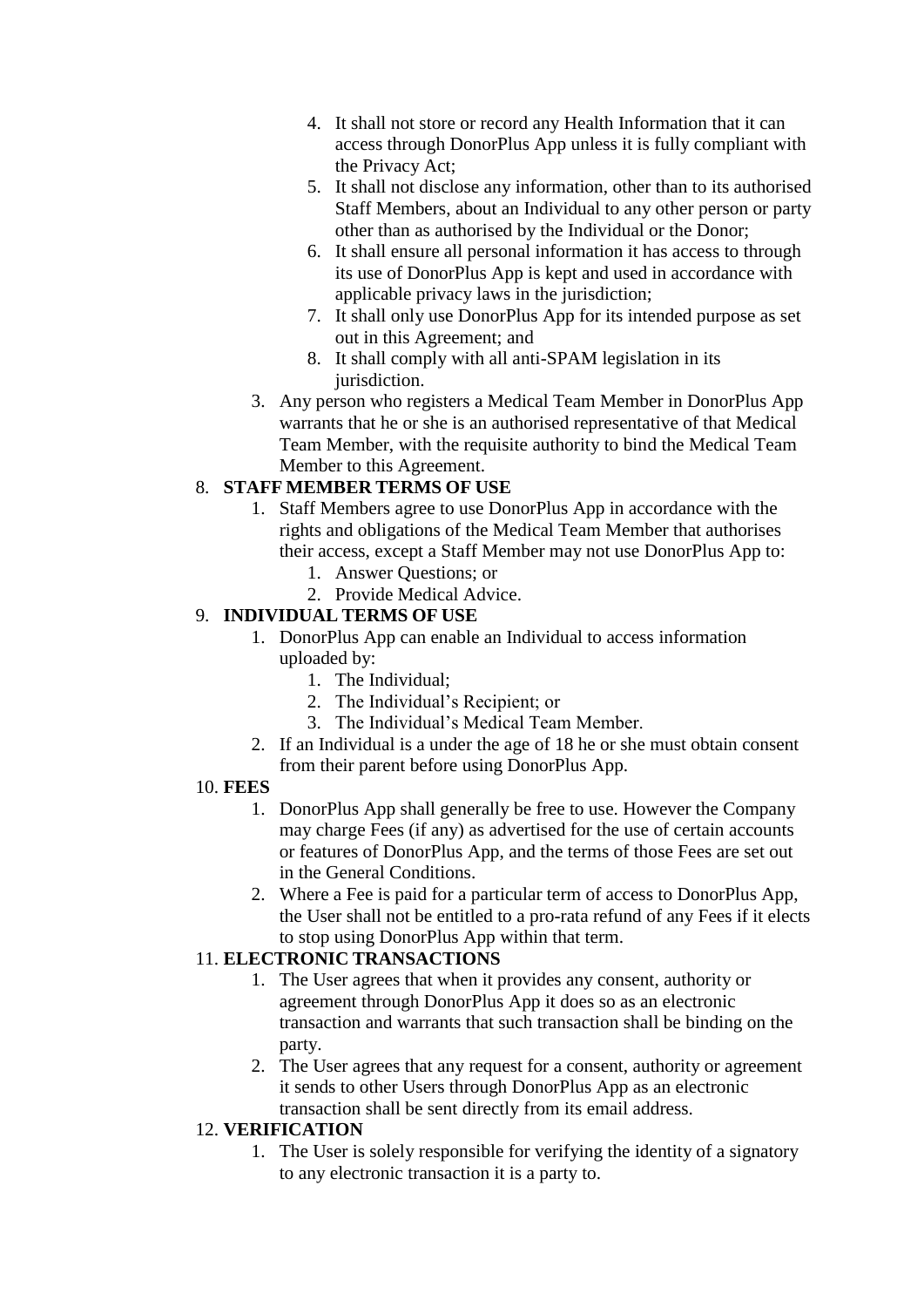4. It shall not store or record any Health Information that it can access through DonorPlus App unless it is fully compliant with the Privacy Act;
   5. It shall not disclose any information, other than to its authorised Staff Members, about an Individual to any other person or party other than as authorised by the Individual or the Donor;
   6. It shall ensure all personal information it has access to through its use of DonorPlus App is kept and used in accordance with applicable privacy laws in the jurisdiction;
   7. It shall only use DonorPlus App for its intended purpose as set out in this Agreement; and
   8. It shall comply with all anti-SPAM legislation in its jurisdiction.
3. Any person who registers a Medical Team Member in DonorPlus App warrants that he or she is an authorised representative of that Medical Team Member, with the requisite authority to bind the Medical Team Member to this Agreement.

8. **STAFF MEMBER TERMS OF USE**
   1. Staff Members agree to use DonorPlus App in accordance with the rights and obligations of the Medical Team Member that authorises their access, except a Staff Member may not use DonorPlus App to:
      1. Answer Questions; or
      2. Provide Medical Advice.

9. **INDIVIDUAL TERMS OF USE**
   1. DonorPlus App can enable an Individual to access information uploaded by:
      1. The Individual;
      2. The Individual's Recipient; or
      3. The Individual's Medical Team Member.
   2. If an Individual is a under the age of 18 he or she must obtain consent from their parent before using DonorPlus App.

10. **FEES**
    1. DonorPlus App shall generally be free to use. However the Company may charge Fees (if any) as advertised for the use of certain accounts or features of DonorPlus App, and the terms of those Fees are set out in the General Conditions.
    2. Where a Fee is paid for a particular term of access to DonorPlus App, the User shall not be entitled to a pro-rata refund of any Fees if it elects to stop using DonorPlus App within that term.

11. **ELECTRONIC TRANSACTIONS**
    1. The User agrees that when it provides any consent, authority or agreement through DonorPlus App it does so as an electronic transaction and warrants that such transaction shall be binding on the party.
    2. The User agrees that any request for a consent, authority or agreement it sends to other Users through DonorPlus App as an electronic transaction shall be sent directly from its email address.

12. **VERIFICATION**
    1. The User is solely responsible for verifying the identity of a signatory to any electronic transaction it is a party to.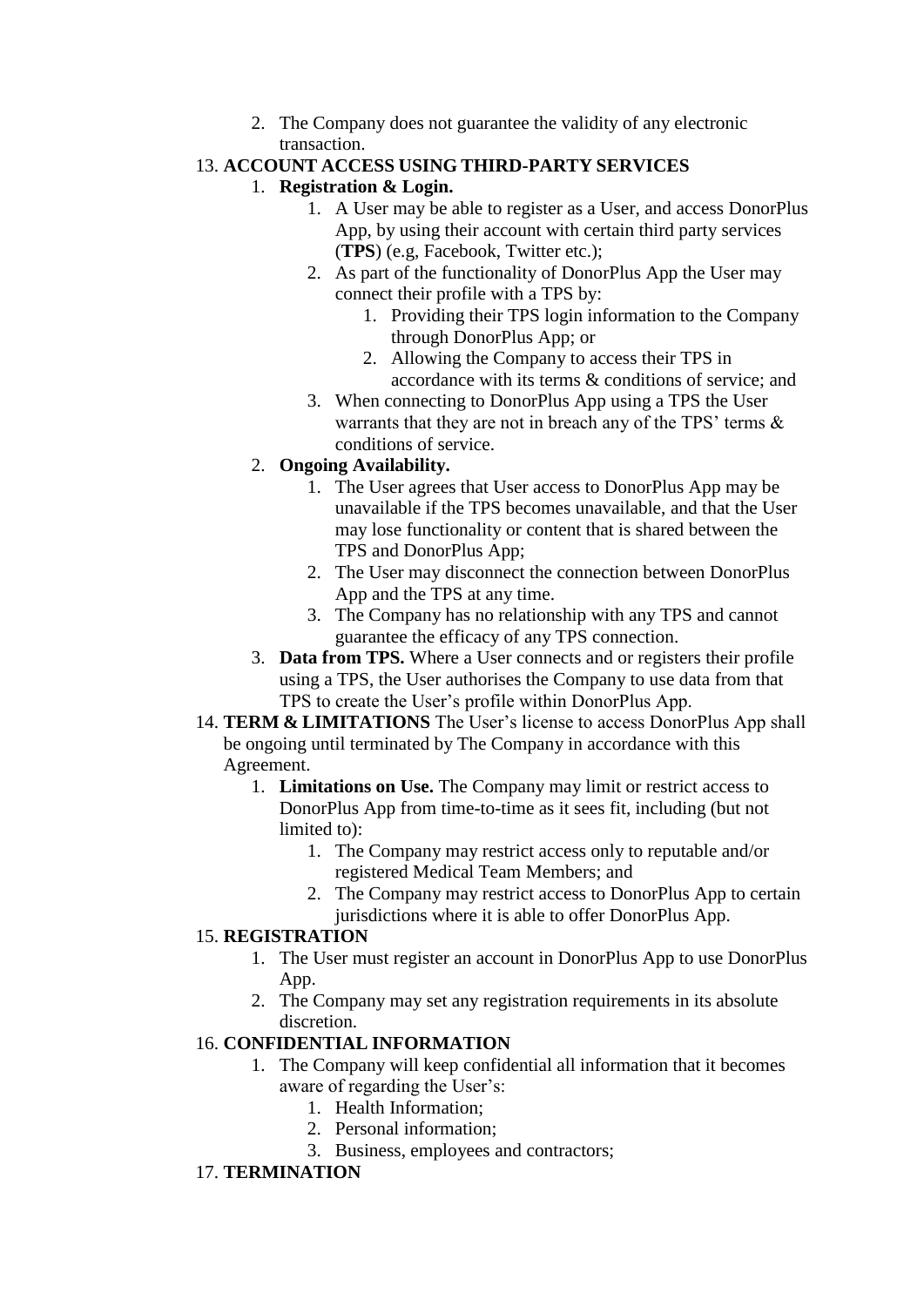2. The Company does not guarantee the validity of any electronic transaction.

13. **ACCOUNT ACCESS USING THIRD-PARTY SERVICES**
    1. **Registration & Login.**
        1. A User may be able to register as a User, and access DonorPlus App, by using their account with certain third party services (**TPS**) (e.g, Facebook, Twitter etc.);
        2. As part of the functionality of DonorPlus App the User may connect their profile with a TPS by:
            1. Providing their TPS login information to the Company through DonorPlus App; or
            2. Allowing the Company to access their TPS in accordance with its terms & conditions of service; and
        3. When connecting to DonorPlus App using a TPS the User warrants that they are not in breach any of the TPS' terms & conditions of service.
    2. **Ongoing Availability.**
        1. The User agrees that User access to DonorPlus App may be unavailable if the TPS becomes unavailable, and that the User may lose functionality or content that is shared between the TPS and DonorPlus App;
        2. The User may disconnect the connection between DonorPlus App and the TPS at any time.
        3. The Company has no relationship with any TPS and cannot guarantee the efficacy of any TPS connection.
    3. **Data from TPS.** Where a User connects and or registers their profile using a TPS, the User authorises the Company to use data from that TPS to create the User's profile within DonorPlus App.
14. **TERM & LIMITATIONS** The User's license to access DonorPlus App shall be ongoing until terminated by The Company in accordance with this Agreement.
    1. **Limitations on Use.** The Company may limit or restrict access to DonorPlus App from time-to-time as it sees fit, including (but not limited to):
        1. The Company may restrict access only to reputable and/or registered Medical Team Members; and
        2. The Company may restrict access to DonorPlus App to certain jurisdictions where it is able to offer DonorPlus App.
15. **REGISTRATION**
    1. The User must register an account in DonorPlus App to use DonorPlus App.
    2. The Company may set any registration requirements in its absolute discretion.
16. **CONFIDENTIAL INFORMATION**
    1. The Company will keep confidential all information that it becomes aware of regarding the User's:
        1. Health Information;
        2. Personal information;
        3. Business, employees and contractors;
17. **TERMINATION**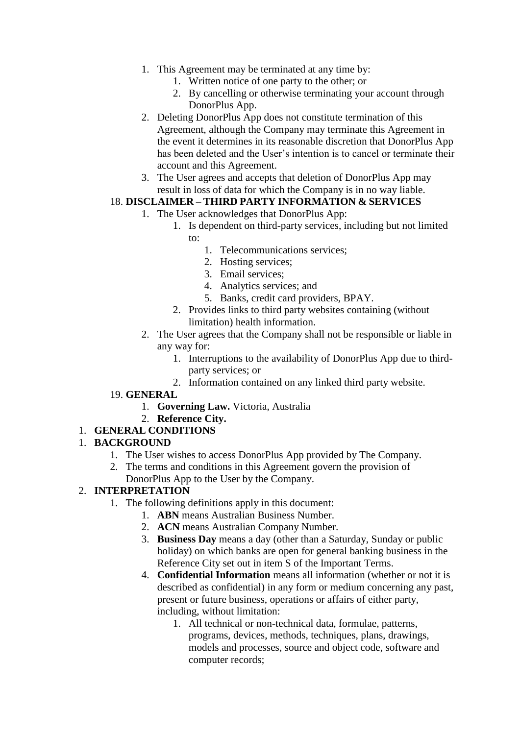1. This Agreement may be terminated at any time by:
    1. Written notice of one party to the other; or
    2. By cancelling or otherwise terminating your account through DonorPlus App.
2. Deleting DonorPlus App does not constitute termination of this Agreement, although the Company may terminate this Agreement in the event it determines in its reasonable discretion that DonorPlus App has been deleted and the User's intention is to cancel or terminate their account and this Agreement.
3. The User agrees and accepts that deletion of DonorPlus App may result in loss of data for which the Company is in no way liable.

18. **DISCLAIMER – THIRD PARTY INFORMATION & SERVICES**
    1. The User acknowledges that DonorPlus App:
        1. Is dependent on third-party services, including but not limited to:
            1. Telecommunications services;
            2. Hosting services;
            3. Email services;
            4. Analytics services; and
            5. Banks, credit card providers, BPAY.
        2. Provides links to third party websites containing (without limitation) health information.
    2. The User agrees that the Company shall not be responsible or liable in any way for:
        1. Interruptions to the availability of DonorPlus App due to third-party services; or
        2. Information contained on any linked third party website.

19. **GENERAL**
    1. **Governing Law.** Victoria, Australia
    2. **Reference City.**

1. **GENERAL CONDITIONS**

1. **BACKGROUND**
    1. The User wishes to access DonorPlus App provided by The Company.
    2. The terms and conditions in this Agreement govern the provision of DonorPlus App to the User by the Company.

2. **INTERPRETATION**
    1. The following definitions apply in this document:
        1. **ABN** means Australian Business Number.
        2. **ACN** means Australian Company Number.
        3. **Business Day** means a day (other than a Saturday, Sunday or public holiday) on which banks are open for general banking business in the Reference City set out in item S of the Important Terms.
        4. **Confidential Information** means all information (whether or not it is described as confidential) in any form or medium concerning any past, present or future business, operations or affairs of either party, including, without limitation:
            1. All technical or non-technical data, formulae, patterns, programs, devices, methods, techniques, plans, drawings, models and processes, source and object code, software and computer records;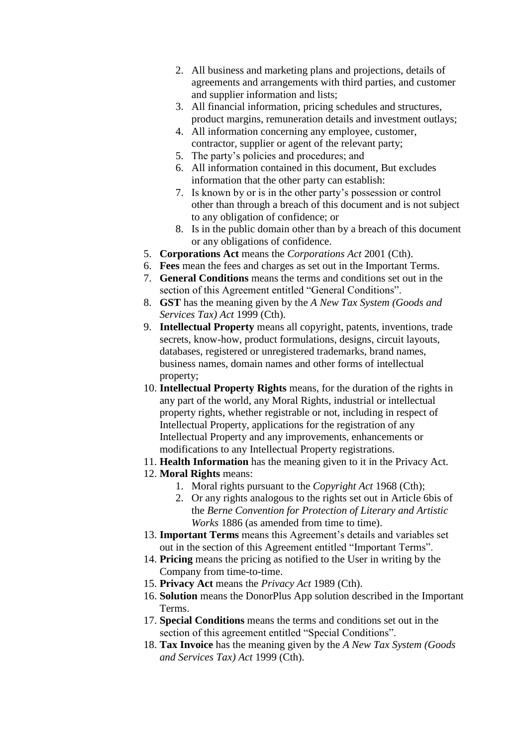2. All business and marketing plans and projections, details of agreements and arrangements with third parties, and customer and supplier information and lists;
    3. All financial information, pricing schedules and structures, product margins, remuneration details and investment outlays;
    4. All information concerning any employee, customer, contractor, supplier or agent of the relevant party;
    5. The party's policies and procedures; and
    6. All information contained in this document, But excludes information that the other party can establish:
    7. Is known by or is in the other party's possession or control other than through a breach of this document and is not subject to any obligation of confidence; or
    8. Is in the public domain other than by a breach of this document or any obligations of confidence.
5. **Corporations Act** means the *Corporations Act* 2001 (Cth).
6. **Fees** mean the fees and charges as set out in the Important Terms.
7. **General Conditions** means the terms and conditions set out in the section of this Agreement entitled "General Conditions".
8. **GST** has the meaning given by the *A New Tax System (Goods and Services Tax) Act* 1999 (Cth).
9. **Intellectual Property** means all copyright, patents, inventions, trade secrets, know-how, product formulations, designs, circuit layouts, databases, registered or unregistered trademarks, brand names, business names, domain names and other forms of intellectual property;
10. **Intellectual Property Rights** means, for the duration of the rights in any part of the world, any Moral Rights, industrial or intellectual property rights, whether registrable or not, including in respect of Intellectual Property, applications for the registration of any Intellectual Property and any improvements, enhancements or modifications to any Intellectual Property registrations.
11. **Health Information** has the meaning given to it in the Privacy Act.
12. **Moral Rights** means:
    1. Moral rights pursuant to the *Copyright Act* 1968 (Cth);
    2. Or any rights analogous to the rights set out in Article 6bis of the *Berne Convention for Protection of Literary and Artistic Works* 1886 (as amended from time to time).
13. **Important Terms** means this Agreement's details and variables set out in the section of this Agreement entitled "Important Terms".
14. **Pricing** means the pricing as notified to the User in writing by the Company from time-to-time.
15. **Privacy Act** means the *Privacy Act* 1989 (Cth).
16. **Solution** means the DonorPlus App solution described in the Important Terms.
17. **Special Conditions** means the terms and conditions set out in the section of this agreement entitled "Special Conditions".
18. **Tax Invoice** has the meaning given by the *A New Tax System (Goods and Services Tax) Act* 1999 (Cth).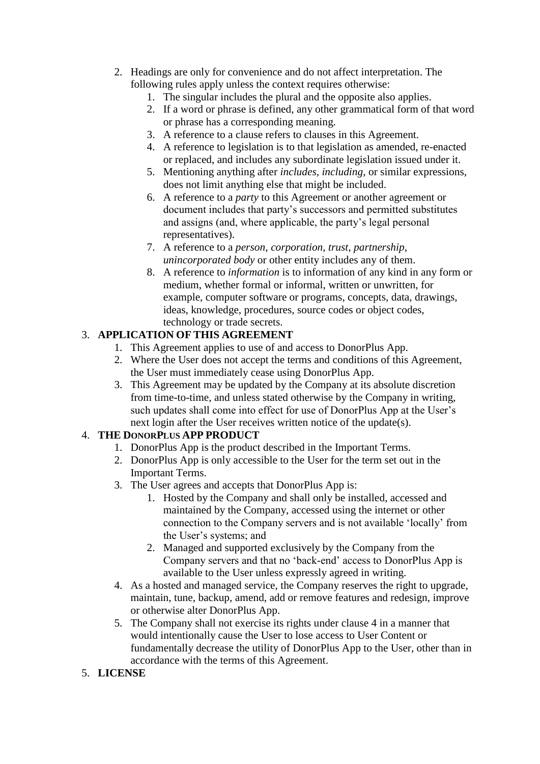2. Headings are only for convenience and do not affect interpretation. The following rules apply unless the context requires otherwise:
    1. The singular includes the plural and the opposite also applies.
    2. If a word or phrase is defined, any other grammatical form of that word or phrase has a corresponding meaning.
    3. A reference to a clause refers to clauses in this Agreement.
    4. A reference to legislation is to that legislation as amended, re-enacted or replaced, and includes any subordinate legislation issued under it.
    5. Mentioning anything after *includes*, *including*, or similar expressions, does not limit anything else that might be included.
    6. A reference to a *party* to this Agreement or another agreement or document includes that party's successors and permitted substitutes and assigns (and, where applicable, the party's legal personal representatives).
    7. A reference to a *person*, *corporation*, *trust*, *partnership*, *unincorporated body* or other entity includes any of them.
    8. A reference to *information* is to information of any kind in any form or medium, whether formal or informal, written or unwritten, for example, computer software or programs, concepts, data, drawings, ideas, knowledge, procedures, source codes or object codes, technology or trade secrets.

3. **APPLICATION OF THIS AGREEMENT**
    1. This Agreement applies to use of and access to DonorPlus App.
    2. Where the User does not accept the terms and conditions of this Agreement, the User must immediately cease using DonorPlus App.
    3. This Agreement may be updated by the Company at its absolute discretion from time-to-time, and unless stated otherwise by the Company in writing, such updates shall come into effect for use of DonorPlus App at the User's next login after the User receives written notice of the update(s).

4. **THE DONORPLUS APP PRODUCT**
    1. DonorPlus App is the product described in the Important Terms.
    2. DonorPlus App is only accessible to the User for the term set out in the Important Terms.
    3. The User agrees and accepts that DonorPlus App is:
        1. Hosted by the Company and shall only be installed, accessed and maintained by the Company, accessed using the internet or other connection to the Company servers and is not available 'locally' from the User's systems; and
        2. Managed and supported exclusively by the Company from the Company servers and that no 'back-end' access to DonorPlus App is available to the User unless expressly agreed in writing.
    4. As a hosted and managed service, the Company reserves the right to upgrade, maintain, tune, backup, amend, add or remove features and redesign, improve or otherwise alter DonorPlus App.
    5. The Company shall not exercise its rights under clause 4 in a manner that would intentionally cause the User to lose access to User Content or fundamentally decrease the utility of DonorPlus App to the User, other than in accordance with the terms of this Agreement.

5. **LICENSE**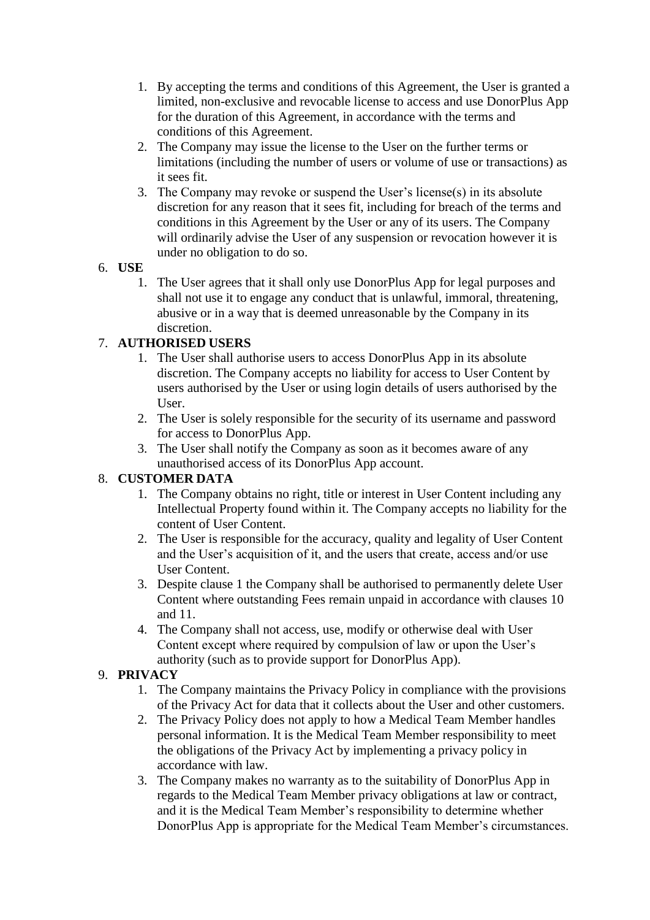1. By accepting the terms and conditions of this Agreement, the User is granted a limited, non-exclusive and revocable license to access and use DonorPlus App for the duration of this Agreement, in accordance with the terms and conditions of this Agreement.
2. The Company may issue the license to the User on the further terms or limitations (including the number of users or volume of use or transactions) as it sees fit.
3. The Company may revoke or suspend the User's license(s) in its absolute discretion for any reason that it sees fit, including for breach of the terms and conditions in this Agreement by the User or any of its users. The Company will ordinarily advise the User of any suspension or revocation however it is under no obligation to do so.

6. **USE**
    1. The User agrees that it shall only use DonorPlus App for legal purposes and shall not use it to engage any conduct that is unlawful, immoral, threatening, abusive or in a way that is deemed unreasonable by the Company in its discretion.
7. **AUTHORISED USERS**
    1. The User shall authorise users to access DonorPlus App in its absolute discretion. The Company accepts no liability for access to User Content by users authorised by the User or using login details of users authorised by the User.
    2. The User is solely responsible for the security of its username and password for access to DonorPlus App.
    3. The User shall notify the Company as soon as it becomes aware of any unauthorised access of its DonorPlus App account.
8. **CUSTOMER DATA**
    1. The Company obtains no right, title or interest in User Content including any Intellectual Property found within it. The Company accepts no liability for the content of User Content.
    2. The User is responsible for the accuracy, quality and legality of User Content and the User's acquisition of it, and the users that create, access and/or use User Content.
    3. Despite clause 1 the Company shall be authorised to permanently delete User Content where outstanding Fees remain unpaid in accordance with clauses 10 and 11.
    4. The Company shall not access, use, modify or otherwise deal with User Content except where required by compulsion of law or upon the User's authority (such as to provide support for DonorPlus App).
9. **PRIVACY**
    1. The Company maintains the Privacy Policy in compliance with the provisions of the Privacy Act for data that it collects about the User and other customers.
    2. The Privacy Policy does not apply to how a Medical Team Member handles personal information. It is the Medical Team Member responsibility to meet the obligations of the Privacy Act by implementing a privacy policy in accordance with law.
    3. The Company makes no warranty as to the suitability of DonorPlus App in regards to the Medical Team Member privacy obligations at law or contract, and it is the Medical Team Member's responsibility to determine whether DonorPlus App is appropriate for the Medical Team Member's circumstances.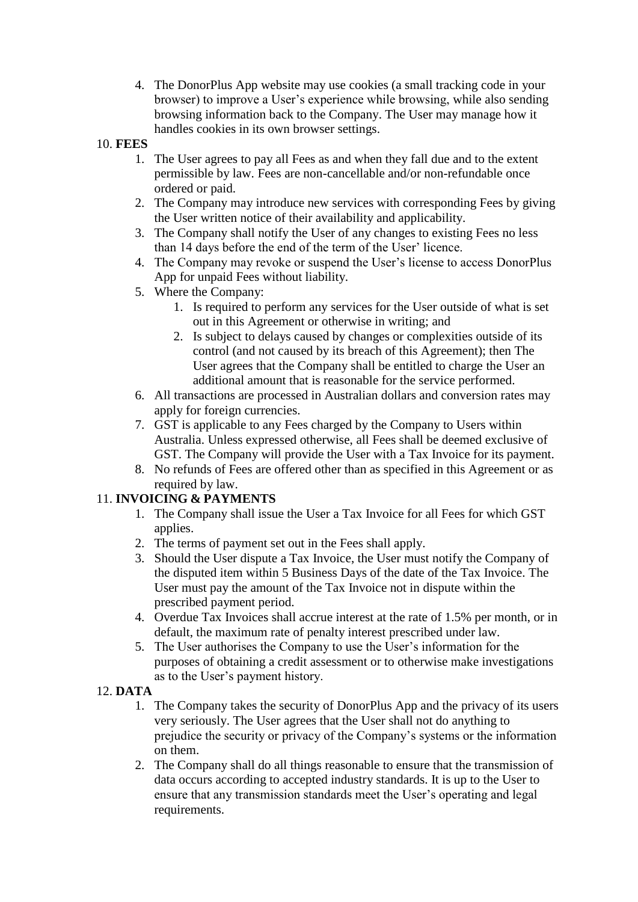4. The DonorPlus App website may use cookies (a small tracking code in your browser) to improve a User's experience while browsing, while also sending browsing information back to the Company. The User may manage how it handles cookies in its own browser settings.

10. **FEES**
    1. The User agrees to pay all Fees as and when they fall due and to the extent permissible by law. Fees are non-cancellable and/or non-refundable once ordered or paid.
    2. The Company may introduce new services with corresponding Fees by giving the User written notice of their availability and applicability.
    3. The Company shall notify the User of any changes to existing Fees no less than 14 days before the end of the term of the User' licence.
    4. The Company may revoke or suspend the User's license to access DonorPlus App for unpaid Fees without liability.
    5. Where the Company:
        1. Is required to perform any services for the User outside of what is set out in this Agreement or otherwise in writing; and
        2. Is subject to delays caused by changes or complexities outside of its control (and not caused by its breach of this Agreement); then The User agrees that the Company shall be entitled to charge the User an additional amount that is reasonable for the service performed.
    6. All transactions are processed in Australian dollars and conversion rates may apply for foreign currencies.
    7. GST is applicable to any Fees charged by the Company to Users within Australia. Unless expressed otherwise, all Fees shall be deemed exclusive of GST. The Company will provide the User with a Tax Invoice for its payment.
    8. No refunds of Fees are offered other than as specified in this Agreement or as required by law.
11. **INVOICING & PAYMENTS**
    1. The Company shall issue the User a Tax Invoice for all Fees for which GST applies.
    2. The terms of payment set out in the Fees shall apply.
    3. Should the User dispute a Tax Invoice, the User must notify the Company of the disputed item within 5 Business Days of the date of the Tax Invoice. The User must pay the amount of the Tax Invoice not in dispute within the prescribed payment period.
    4. Overdue Tax Invoices shall accrue interest at the rate of 1.5% per month, or in default, the maximum rate of penalty interest prescribed under law.
    5. The User authorises the Company to use the User's information for the purposes of obtaining a credit assessment or to otherwise make investigations as to the User's payment history.
12. **DATA**
    1. The Company takes the security of DonorPlus App and the privacy of its users very seriously. The User agrees that the User shall not do anything to prejudice the security or privacy of the Company's systems or the information on them.
    2. The Company shall do all things reasonable to ensure that the transmission of data occurs according to accepted industry standards. It is up to the User to ensure that any transmission standards meet the User's operating and legal requirements.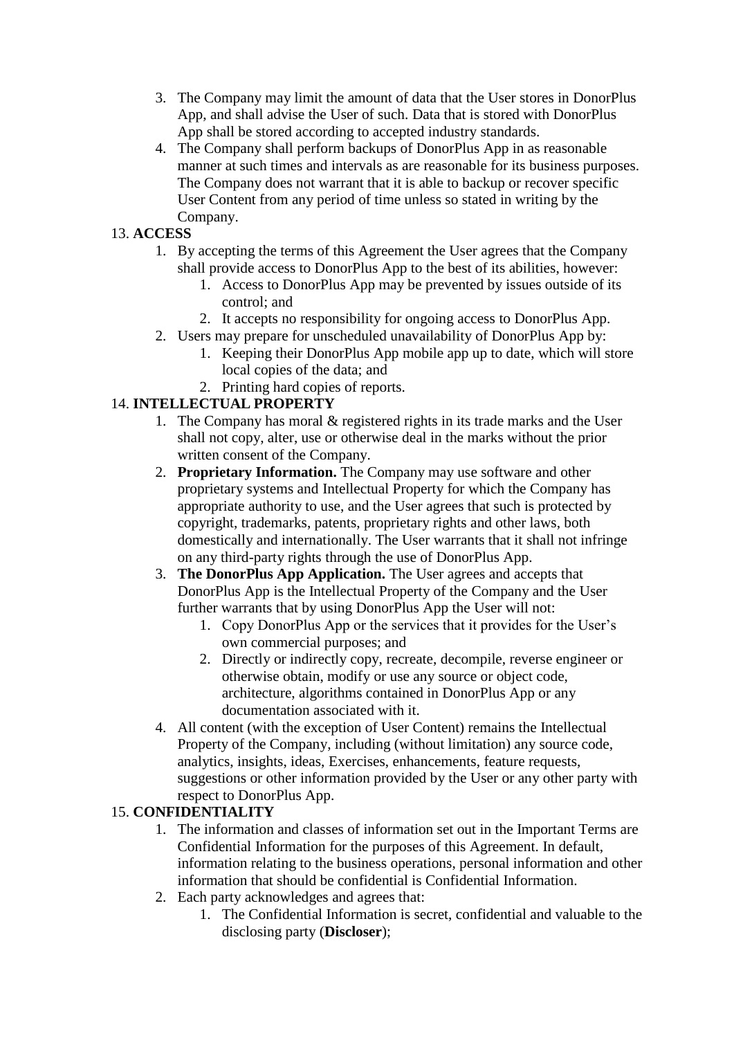3. The Company may limit the amount of data that the User stores in DonorPlus App, and shall advise the User of such. Data that is stored with DonorPlus App shall be stored according to accepted industry standards.
4. The Company shall perform backups of DonorPlus App in as reasonable manner at such times and intervals as are reasonable for its business purposes. The Company does not warrant that it is able to backup or recover specific User Content from any period of time unless so stated in writing by the Company.

13. **ACCESS**
    1. By accepting the terms of this Agreement the User agrees that the Company shall provide access to DonorPlus App to the best of its abilities, however:
        1. Access to DonorPlus App may be prevented by issues outside of its control; and
        2. It accepts no responsibility for ongoing access to DonorPlus App.
    2. Users may prepare for unscheduled unavailability of DonorPlus App by:
        1. Keeping their DonorPlus App mobile app up to date, which will store local copies of the data; and
        2. Printing hard copies of reports.

14. **INTELLECTUAL PROPERTY**
    1. The Company has moral & registered rights in its trade marks and the User shall not copy, alter, use or otherwise deal in the marks without the prior written consent of the Company.
    2. **Proprietary Information.** The Company may use software and other proprietary systems and Intellectual Property for which the Company has appropriate authority to use, and the User agrees that such is protected by copyright, trademarks, patents, proprietary rights and other laws, both domestically and internationally. The User warrants that it shall not infringe on any third-party rights through the use of DonorPlus App.
    3. **The DonorPlus App Application.** The User agrees and accepts that DonorPlus App is the Intellectual Property of the Company and the User further warrants that by using DonorPlus App the User will not:
        1. Copy DonorPlus App or the services that it provides for the User's own commercial purposes; and
        2. Directly or indirectly copy, recreate, decompile, reverse engineer or otherwise obtain, modify or use any source or object code, architecture, algorithms contained in DonorPlus App or any documentation associated with it.
    4. All content (with the exception of User Content) remains the Intellectual Property of the Company, including (without limitation) any source code, analytics, insights, ideas, Exercises, enhancements, feature requests, suggestions or other information provided by the User or any other party with respect to DonorPlus App.

15. **CONFIDENTIALITY**
    1. The information and classes of information set out in the Important Terms are Confidential Information for the purposes of this Agreement. In default, information relating to the business operations, personal information and other information that should be confidential is Confidential Information.
    2. Each party acknowledges and agrees that:
        1. The Confidential Information is secret, confidential and valuable to the disclosing party (**Discloser**);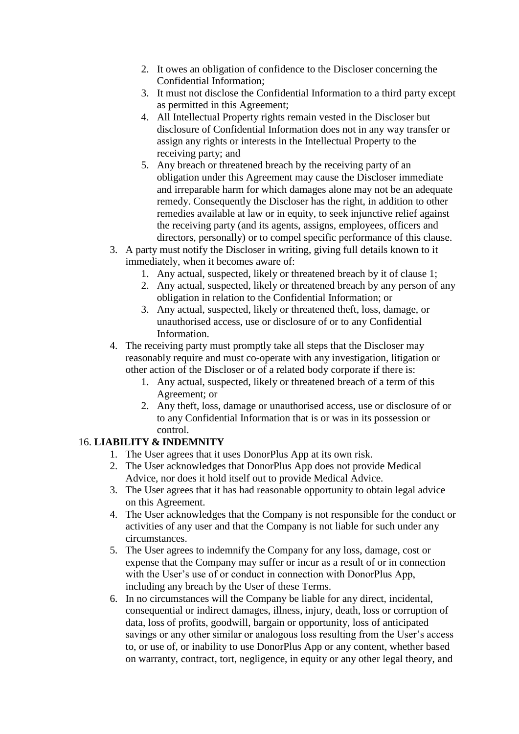2. It owes an obligation of confidence to the Discloser concerning the Confidential Information;
   3. It must not disclose the Confidential Information to a third party except as permitted in this Agreement;
   4. All Intellectual Property rights remain vested in the Discloser but disclosure of Confidential Information does not in any way transfer or assign any rights or interests in the Intellectual Property to the receiving party; and
   5. Any breach or threatened breach by the receiving party of an obligation under this Agreement may cause the Discloser immediate and irreparable harm for which damages alone may not be an adequate remedy. Consequently the Discloser has the right, in addition to other remedies available at law or in equity, to seek injunctive relief against the receiving party (and its agents, assigns, employees, officers and directors, personally) or to compel specific performance of this clause.
3. A party must notify the Discloser in writing, giving full details known to it immediately, when it becomes aware of:
   1. Any actual, suspected, likely or threatened breach by it of clause 1;
   2. Any actual, suspected, likely or threatened breach by any person of any obligation in relation to the Confidential Information; or
   3. Any actual, suspected, likely or threatened theft, loss, damage, or unauthorised access, use or disclosure of or to any Confidential Information.
4. The receiving party must promptly take all steps that the Discloser may reasonably require and must co-operate with any investigation, litigation or other action of the Discloser or of a related body corporate if there is:
   1. Any actual, suspected, likely or threatened breach of a term of this Agreement; or
   2. Any theft, loss, damage or unauthorised access, use or disclosure of or to any Confidential Information that is or was in its possession or control.

16. **LIABILITY & INDEMNITY**
   1. The User agrees that it uses DonorPlus App at its own risk.
   2. The User acknowledges that DonorPlus App does not provide Medical Advice, nor does it hold itself out to provide Medical Advice.
   3. The User agrees that it has had reasonable opportunity to obtain legal advice on this Agreement.
   4. The User acknowledges that the Company is not responsible for the conduct or activities of any user and that the Company is not liable for such under any circumstances.
   5. The User agrees to indemnify the Company for any loss, damage, cost or expense that the Company may suffer or incur as a result of or in connection with the User's use of or conduct in connection with DonorPlus App, including any breach by the User of these Terms.
   6. In no circumstances will the Company be liable for any direct, incidental, consequential or indirect damages, illness, injury, death, loss or corruption of data, loss of profits, goodwill, bargain or opportunity, loss of anticipated savings or any other similar or analogous loss resulting from the User's access to, or use of, or inability to use DonorPlus App or any content, whether based on warranty, contract, tort, negligence, in equity or any other legal theory, and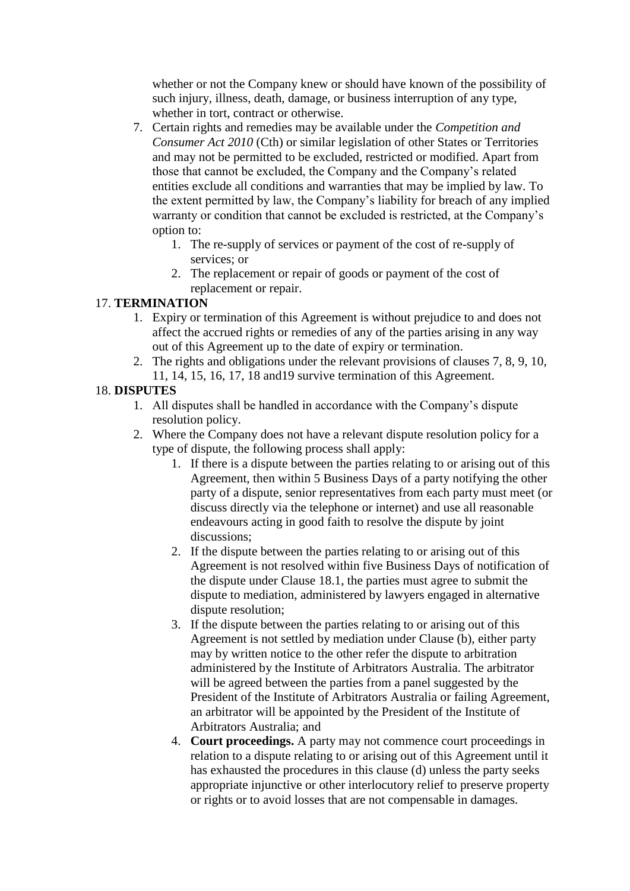whether or not the Company knew or should have known of the possibility of such injury, illness, death, damage, or business interruption of any type, whether in tort, contract or otherwise.

7. Certain rights and remedies may be available under the *Competition and Consumer Act 2010* (Cth) or similar legislation of other States or Territories and may not be permitted to be excluded, restricted or modified. Apart from those that cannot be excluded, the Company and the Company's related entities exclude all conditions and warranties that may be implied by law. To the extent permitted by law, the Company's liability for breach of any implied warranty or condition that cannot be excluded is restricted, at the Company's option to:
   1. The re-supply of services or payment of the cost of re-supply of services; or
   2. The replacement or repair of goods or payment of the cost of replacement or repair.

17. **TERMINATION**
   1. Expiry or termination of this Agreement is without prejudice to and does not affect the accrued rights or remedies of any of the parties arising in any way out of this Agreement up to the date of expiry or termination.
   2. The rights and obligations under the relevant provisions of clauses 7, 8, 9, 10, 11, 14, 15, 16, 17, 18 and19 survive termination of this Agreement.

18. **DISPUTES**
   1. All disputes shall be handled in accordance with the Company's dispute resolution policy.
   2. Where the Company does not have a relevant dispute resolution policy for a type of dispute, the following process shall apply:
      1. If there is a dispute between the parties relating to or arising out of this Agreement, then within 5 Business Days of a party notifying the other party of a dispute, senior representatives from each party must meet (or discuss directly via the telephone or internet) and use all reasonable endeavours acting in good faith to resolve the dispute by joint discussions;
      2. If the dispute between the parties relating to or arising out of this Agreement is not resolved within five Business Days of notification of the dispute under Clause 18.1, the parties must agree to submit the dispute to mediation, administered by lawyers engaged in alternative dispute resolution;
      3. If the dispute between the parties relating to or arising out of this Agreement is not settled by mediation under Clause (b), either party may by written notice to the other refer the dispute to arbitration administered by the Institute of Arbitrators Australia. The arbitrator will be agreed between the parties from a panel suggested by the President of the Institute of Arbitrators Australia or failing Agreement, an arbitrator will be appointed by the President of the Institute of Arbitrators Australia; and
      4. **Court proceedings.** A party may not commence court proceedings in relation to a dispute relating to or arising out of this Agreement until it has exhausted the procedures in this clause (d) unless the party seeks appropriate injunctive or other interlocutory relief to preserve property or rights or to avoid losses that are not compensable in damages.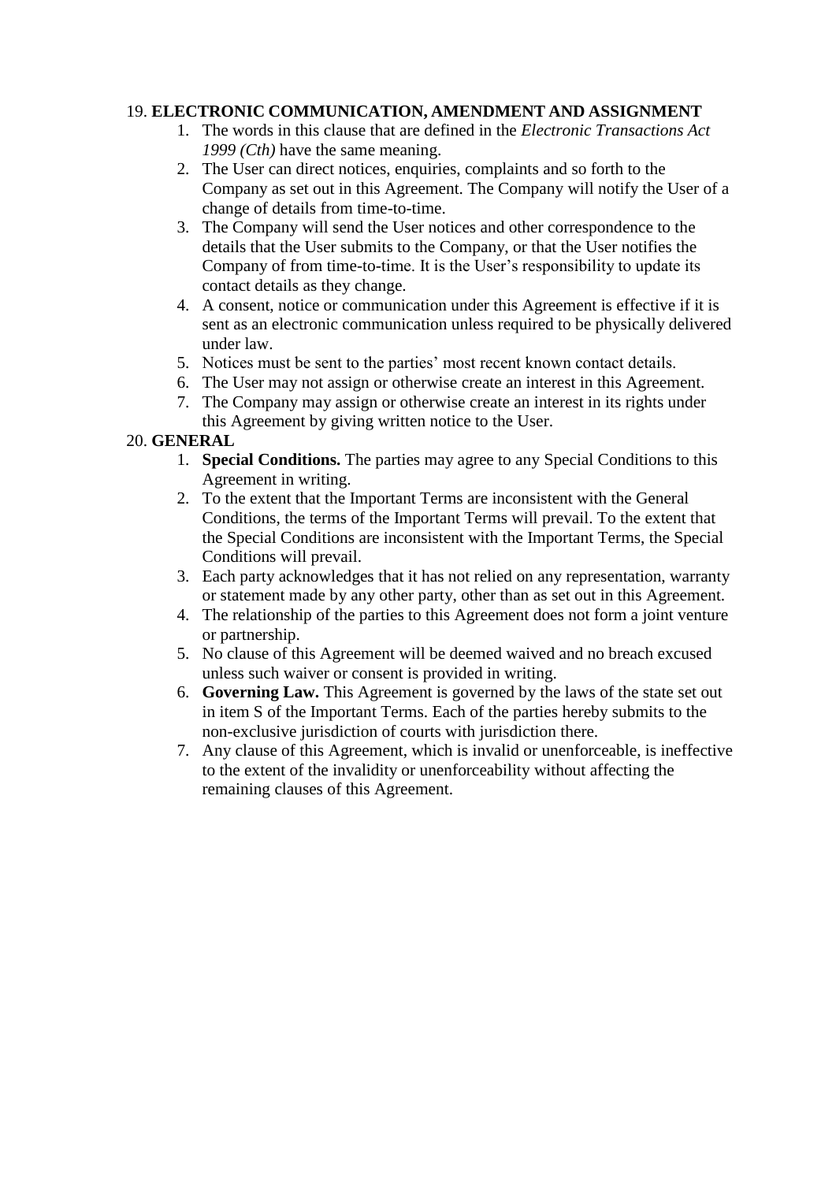19. **ELECTRONIC COMMUNICATION, AMENDMENT AND ASSIGNMENT**
    1. The words in this clause that are defined in the *Electronic Transactions Act 1999 (Cth)* have the same meaning.
    2. The User can direct notices, enquiries, complaints and so forth to the Company as set out in this Agreement. The Company will notify the User of a change of details from time-to-time.
    3. The Company will send the User notices and other correspondence to the details that the User submits to the Company, or that the User notifies the Company of from time-to-time. It is the User's responsibility to update its contact details as they change.
    4. A consent, notice or communication under this Agreement is effective if it is sent as an electronic communication unless required to be physically delivered under law.
    5. Notices must be sent to the parties' most recent known contact details.
    6. The User may not assign or otherwise create an interest in this Agreement.
    7. The Company may assign or otherwise create an interest in its rights under this Agreement by giving written notice to the User.

20. **GENERAL**
    1. **Special Conditions.** The parties may agree to any Special Conditions to this Agreement in writing.
    2. To the extent that the Important Terms are inconsistent with the General Conditions, the terms of the Important Terms will prevail. To the extent that the Special Conditions are inconsistent with the Important Terms, the Special Conditions will prevail.
    3. Each party acknowledges that it has not relied on any representation, warranty or statement made by any other party, other than as set out in this Agreement.
    4. The relationship of the parties to this Agreement does not form a joint venture or partnership.
    5. No clause of this Agreement will be deemed waived and no breach excused unless such waiver or consent is provided in writing.
    6. **Governing Law.** This Agreement is governed by the laws of the state set out in item S of the Important Terms. Each of the parties hereby submits to the non-exclusive jurisdiction of courts with jurisdiction there.
    7. Any clause of this Agreement, which is invalid or unenforceable, is ineffective to the extent of the invalidity or unenforceability without affecting the remaining clauses of this Agreement.